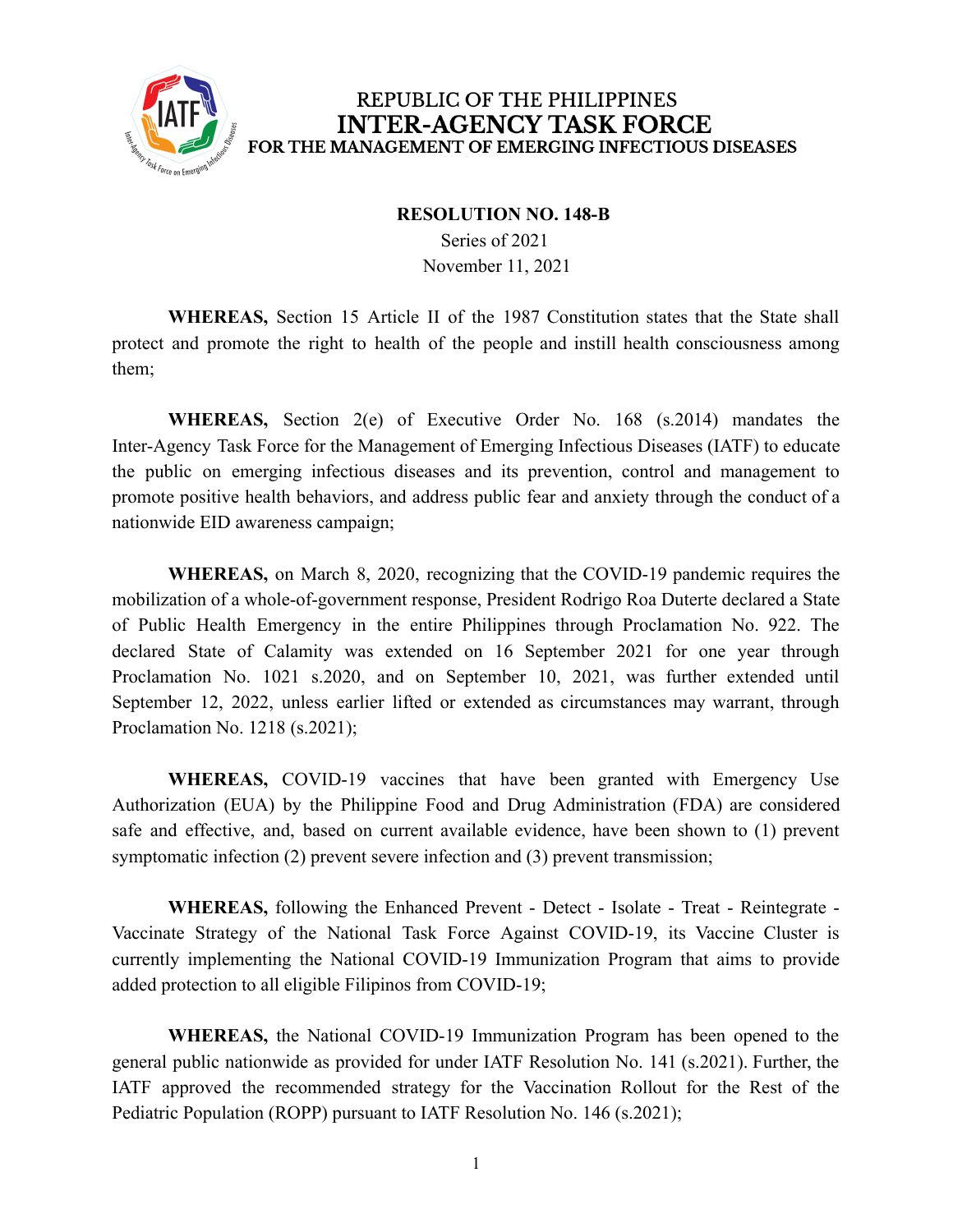# REPUBLIC OF THE PHILIPPINES
# INTER-AGENCY TASK FORCE
## FOR THE MANAGEMENT OF EMERGING INFECTIOUS DISEASES

**RESOLUTION NO. 148-B**
Series of 2021
November 11, 2021

**WHEREAS,** Section 15 Article II of the 1987 Constitution states that the State shall protect and promote the right to health of the people and instill health consciousness among them;

**WHEREAS,** Section 2(e) of Executive Order No. 168 (s.2014) mandates the Inter-Agency Task Force for the Management of Emerging Infectious Diseases (IATF) to educate the public on emerging infectious diseases and its prevention, control and management to promote positive health behaviors, and address public fear and anxiety through the conduct of a nationwide EID awareness campaign;

**WHEREAS,** on March 8, 2020, recognizing that the COVID-19 pandemic requires the mobilization of a whole-of-government response, President Rodrigo Roa Duterte declared a State of Public Health Emergency in the entire Philippines through Proclamation No. 922. The declared State of Calamity was extended on 16 September 2021 for one year through Proclamation No. 1021 s.2020, and on September 10, 2021, was further extended until September 12, 2022, unless earlier lifted or extended as circumstances may warrant, through Proclamation No. 1218 (s.2021);

**WHEREAS,** COVID-19 vaccines that have been granted with Emergency Use Authorization (EUA) by the Philippine Food and Drug Administration (FDA) are considered safe and effective, and, based on current available evidence, have been shown to (1) prevent symptomatic infection (2) prevent severe infection and (3) prevent transmission;

**WHEREAS,** following the Enhanced Prevent - Detect - Isolate - Treat - Reintegrate - Vaccinate Strategy of the National Task Force Against COVID-19, its Vaccine Cluster is currently implementing the National COVID-19 Immunization Program that aims to provide added protection to all eligible Filipinos from COVID-19;

**WHEREAS,** the National COVID-19 Immunization Program has been opened to the general public nationwide as provided for under IATF Resolution No. 141 (s.2021). Further, the IATF approved the recommended strategy for the Vaccination Rollout for the Rest of the Pediatric Population (ROPP) pursuant to IATF Resolution No. 146 (s.2021);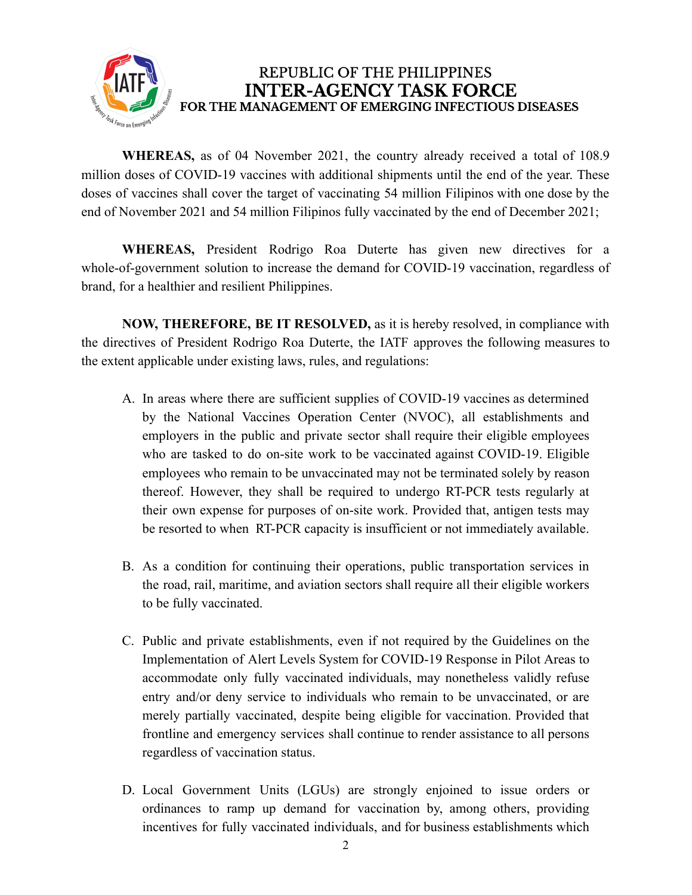**WHEREAS,** as of 04 November 2021, the country already received a total of 108.9 million doses of COVID-19 vaccines with additional shipments until the end of the year. These doses of vaccines shall cover the target of vaccinating 54 million Filipinos with one dose by the end of November 2021 and 54 million Filipinos fully vaccinated by the end of December 2021;

**WHEREAS,** President Rodrigo Roa Duterte has given new directives for a whole-of-government solution to increase the demand for COVID-19 vaccination, regardless of brand, for a healthier and resilient Philippines.

**NOW, THEREFORE, BE IT RESOLVED,** as it is hereby resolved, in compliance with the directives of President Rodrigo Roa Duterte, the IATF approves the following measures to the extent applicable under existing laws, rules, and regulations:

A. In areas where there are sufficient supplies of COVID-19 vaccines as determined by the National Vaccines Operation Center (NVOC), all establishments and employers in the public and private sector shall require their eligible employees who are tasked to do on-site work to be vaccinated against COVID-19. Eligible employees who remain to be unvaccinated may not be terminated solely by reason thereof. However, they shall be required to undergo RT-PCR tests regularly at their own expense for purposes of on-site work. Provided that, antigen tests may be resorted to when RT-PCR capacity is insufficient or not immediately available.

B. As a condition for continuing their operations, public transportation services in the road, rail, maritime, and aviation sectors shall require all their eligible workers to be fully vaccinated.

C. Public and private establishments, even if not required by the Guidelines on the Implementation of Alert Levels System for COVID-19 Response in Pilot Areas to accommodate only fully vaccinated individuals, may nonetheless validly refuse entry and/or deny service to individuals who remain to be unvaccinated, or are merely partially vaccinated, despite being eligible for vaccination. Provided that frontline and emergency services shall continue to render assistance to all persons regardless of vaccination status.

D. Local Government Units (LGUs) are strongly enjoined to issue orders or ordinances to ramp up demand for vaccination by, among others, providing incentives for fully vaccinated individuals, and for business establishments which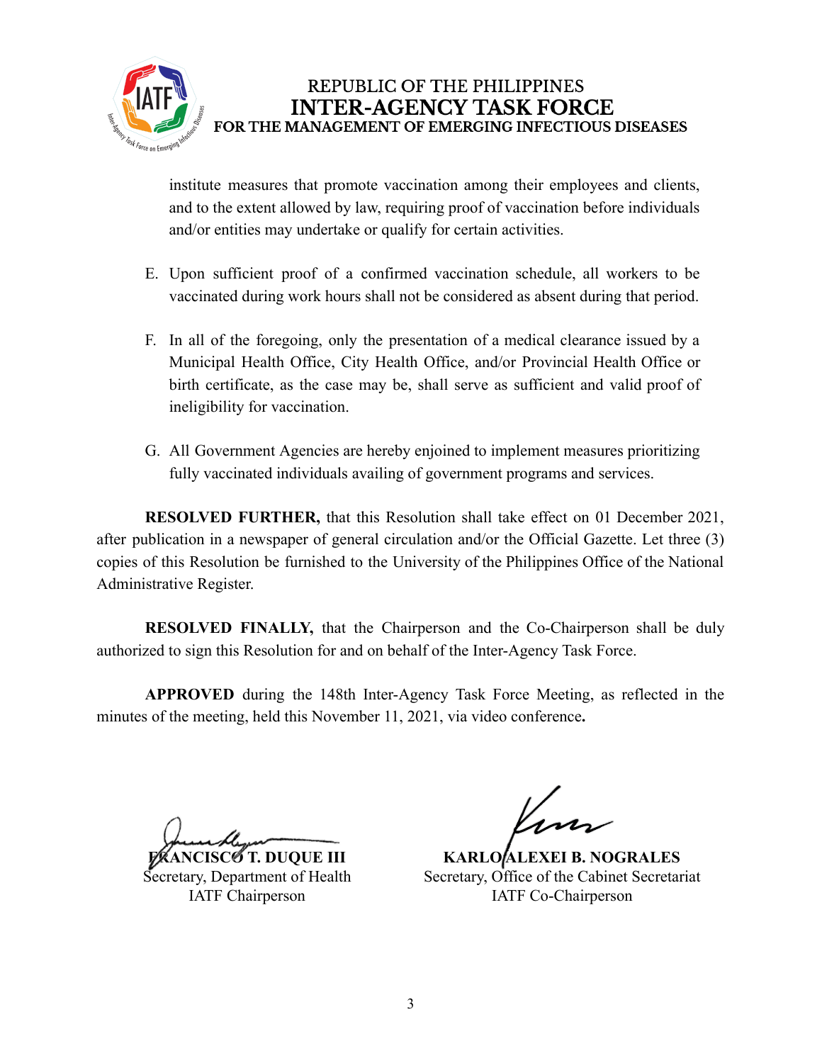institute measures that promote vaccination among their employees and clients, and to the extent allowed by law, requiring proof of vaccination before individuals and/or entities may undertake or qualify for certain activities.

E. Upon sufficient proof of a confirmed vaccination schedule, all workers to be vaccinated during work hours shall not be considered as absent during that period.

F. In all of the foregoing, only the presentation of a medical clearance issued by a Municipal Health Office, City Health Office, and/or Provincial Health Office or birth certificate, as the case may be, shall serve as sufficient and valid proof of ineligibility for vaccination.

G. All Government Agencies are hereby enjoined to implement measures prioritizing fully vaccinated individuals availing of government programs and services.

**RESOLVED FURTHER,** that this Resolution shall take effect on 01 December 2021, after publication in a newspaper of general circulation and/or the Official Gazette. Let three (3) copies of this Resolution be furnished to the University of the Philippines Office of the National Administrative Register.

**RESOLVED FINALLY,** that the Chairperson and the Co-Chairperson shall be duly authorized to sign this Resolution for and on behalf of the Inter-Agency Task Force.

**APPROVED** during the 148th Inter-Agency Task Force Meeting, as reflected in the minutes of the meeting, held this November 11, 2021, via video conference**.**

**FRANCISCO T. DUQUE III**
Secretary, Department of Health
IATF Chairperson

**KARLO ALEXEI B. NOGRALES**
Secretary, Office of the Cabinet Secretariat
IATF Co-Chairperson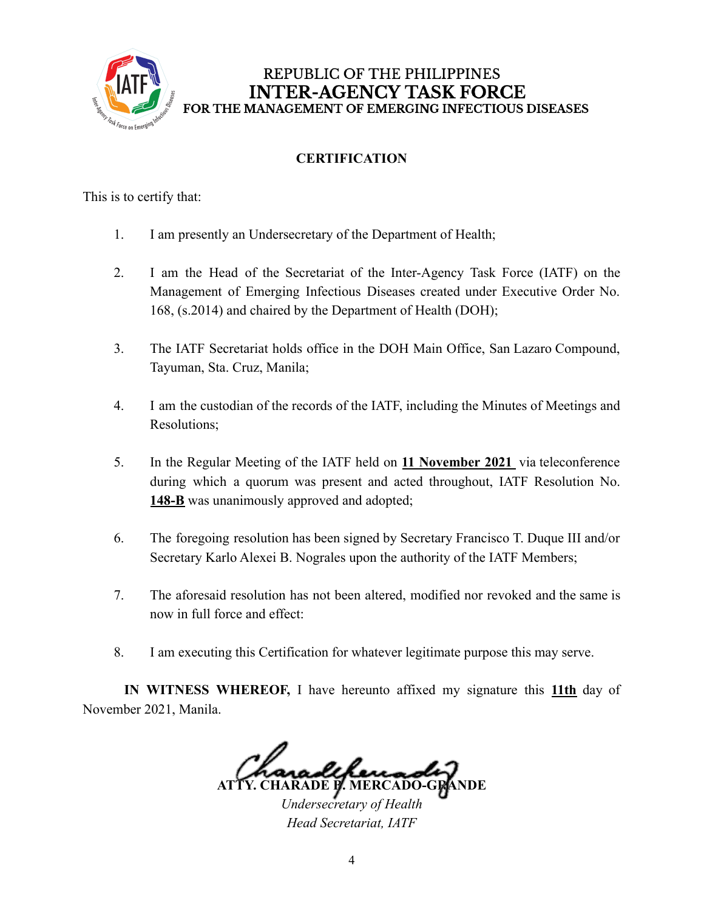REPUBLIC OF THE PHILIPPINES
**INTER-AGENCY TASK FORCE**
**FOR THE MANAGEMENT OF EMERGING INFECTIOUS DISEASES**

## CERTIFICATION

This is to certify that:

1. I am presently an Undersecretary of the Department of Health;

2. I am the Head of the Secretariat of the Inter-Agency Task Force (IATF) on the Management of Emerging Infectious Diseases created under Executive Order No. 168, (s.2014) and chaired by the Department of Health (DOH);

3. The IATF Secretariat holds office in the DOH Main Office, San Lazaro Compound, Tayuman, Sta. Cruz, Manila;

4. I am the custodian of the records of the IATF, including the Minutes of Meetings and Resolutions;

5. In the Regular Meeting of the IATF held on **11 November 2021** via teleconference during which a quorum was present and acted throughout, IATF Resolution No. **148-B** was unanimously approved and adopted;

6. The foregoing resolution has been signed by Secretary Francisco T. Duque III and/or Secretary Karlo Alexei B. Nograles upon the authority of the IATF Members;

7. The aforesaid resolution has not been altered, modified nor revoked and the same is now in full force and effect:

8. I am executing this Certification for whatever legitimate purpose this may serve.

**IN WITNESS WHEREOF,** I have hereunto affixed my signature this **11th** day of November 2021, Manila.

**ATTY. CHARADE B. MERCADO-GRANDE**
*Undersecretary of Health*
*Head Secretariat, IATF*